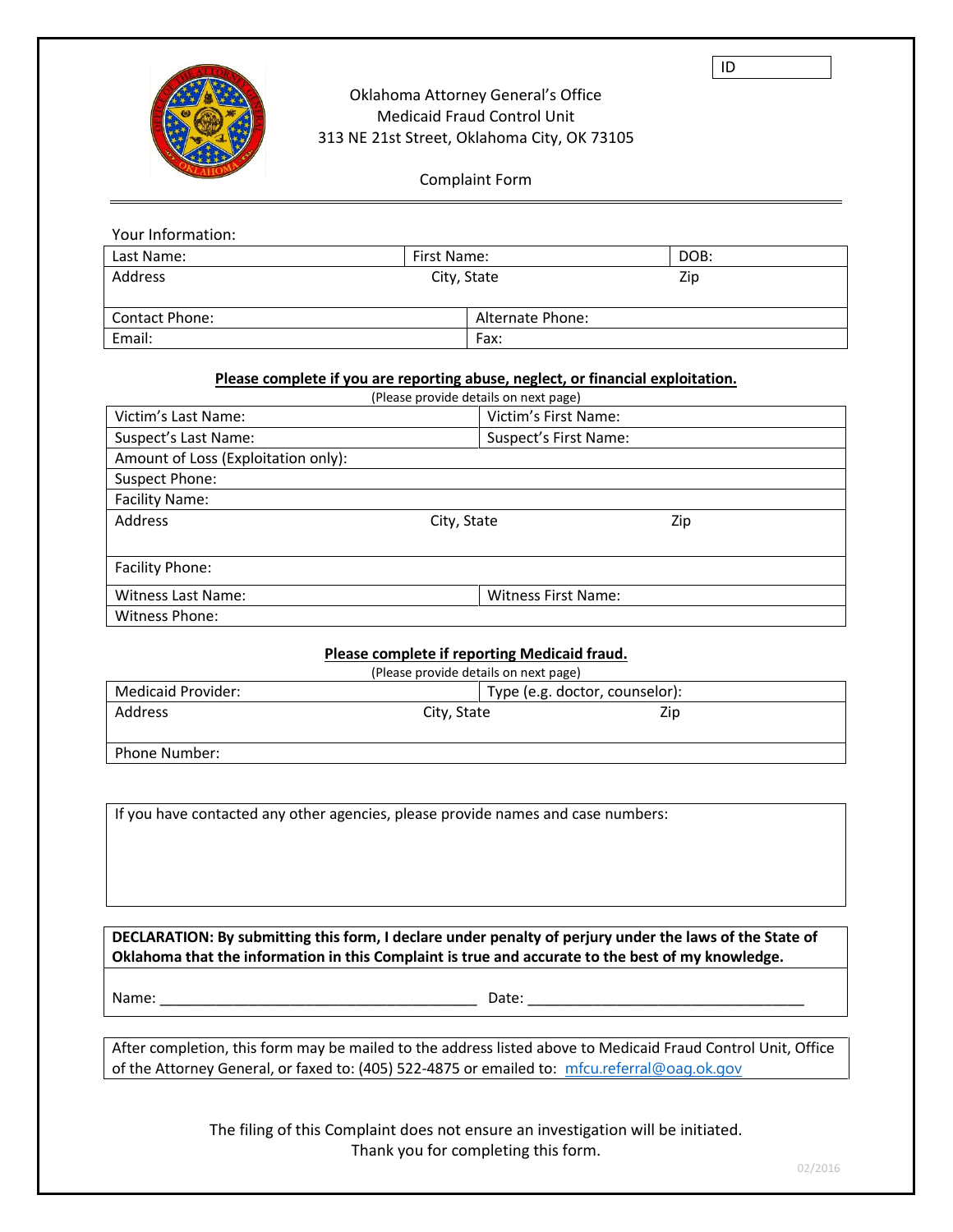ID

Oklahoma Attorney General's Office
Medicaid Fraud Control Unit
313 NE 21st Street, Oklahoma City, OK 73105

Complaint Form

Your Information:

| Last Name: | First Name: | DOB: |
|---|---|---|
| Address | City, State | Zip |
| Contact Phone: | Alternate Phone: | |
| Email: | Fax: | |

**Please complete if you are reporting abuse, neglect, or financial exploitation.**
(Please provide details on next page)

| Victim's Last Name: | Victim's First Name: | |
|---|---|---|
| Suspect's Last Name: | Suspect's First Name: | |
| Amount of Loss (Exploitation only): | | |
| Suspect Phone: | | |
| Facility Name: | | |
| Address | City, State | Zip |
| Facility Phone: | | |
| Witness Last Name: | Witness First Name: | |
| Witness Phone: | | |

**Please complete if reporting Medicaid fraud.**
(Please provide details on next page)

| Medicaid Provider: | Type (e.g. doctor, counselor): | |
|---|---|---|
| Address | City, State | Zip |
| Phone Number: | | |

If you have contacted any other agencies, please provide names and case numbers:

**DECLARATION: By submitting this form, I declare under penalty of perjury under the laws of the State of Oklahoma that the information in this Complaint is true and accurate to the best of my knowledge.**

Name: ________________________________________ Date: ___________________________________

After completion, this form may be mailed to the address listed above to Medicaid Fraud Control Unit, Office of the Attorney General, or faxed to: (405) 522-4875 or emailed to: mfcu.referral@oag.ok.gov

The filing of this Complaint does not ensure an investigation will be initiated.
Thank you for completing this form.

02/2016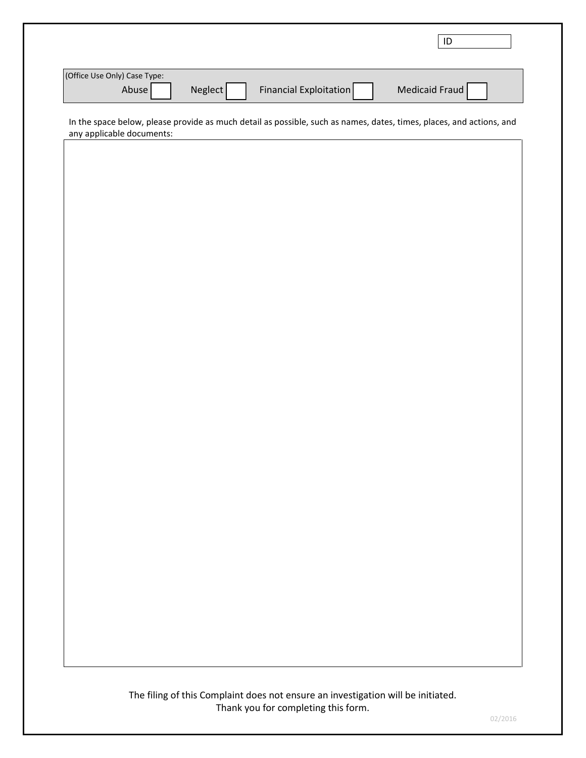ID

(Office Use Only) Case Type:

Abuse [ ] Neglect [ ] Financial Exploitation [ ] Medicaid Fraud [ ]

In the space below, please provide as much detail as possible, such as names, dates, times, places, and actions, and any applicable documents:

The filing of this Complaint does not ensure an investigation will be initiated.
Thank you for completing this form.

02/2016